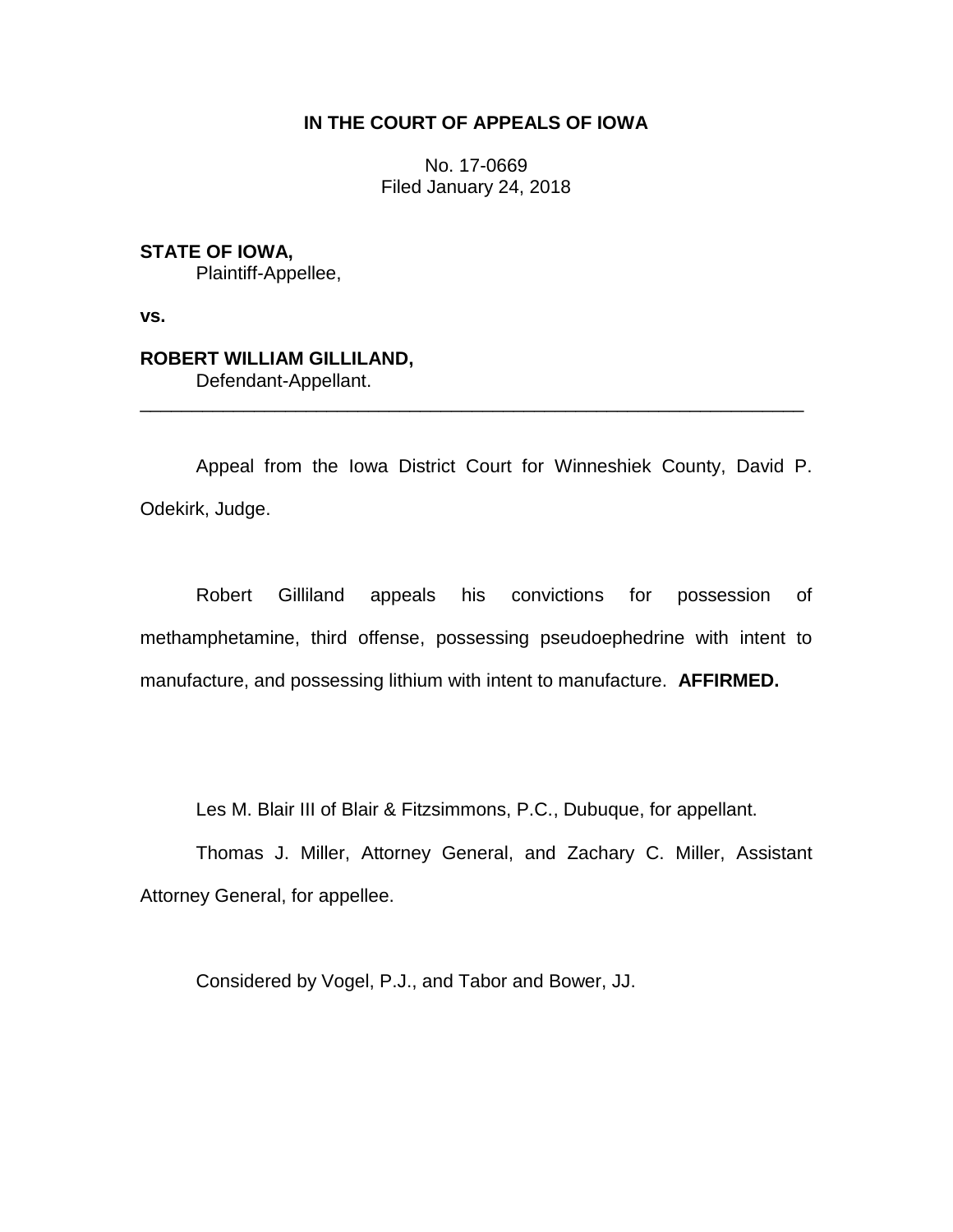**IN THE COURT OF APPEALS OF IOWA**

No. 17-0669
Filed January 24, 2018

**STATE OF IOWA,**
Plaintiff-Appellee,

**vs.**

**ROBERT WILLIAM GILLILAND,**
Defendant-Appellant.

---

Appeal from the Iowa District Court for Winneshiek County, David P. Odekirk, Judge.

Robert Gilliland appeals his convictions for possession of methamphetamine, third offense, possessing pseudoephedrine with intent to manufacture, and possessing lithium with intent to manufacture. **AFFIRMED.**

Les M. Blair III of Blair & Fitzsimmons, P.C., Dubuque, for appellant.

Thomas J. Miller, Attorney General, and Zachary C. Miller, Assistant Attorney General, for appellee.

Considered by Vogel, P.J., and Tabor and Bower, JJ.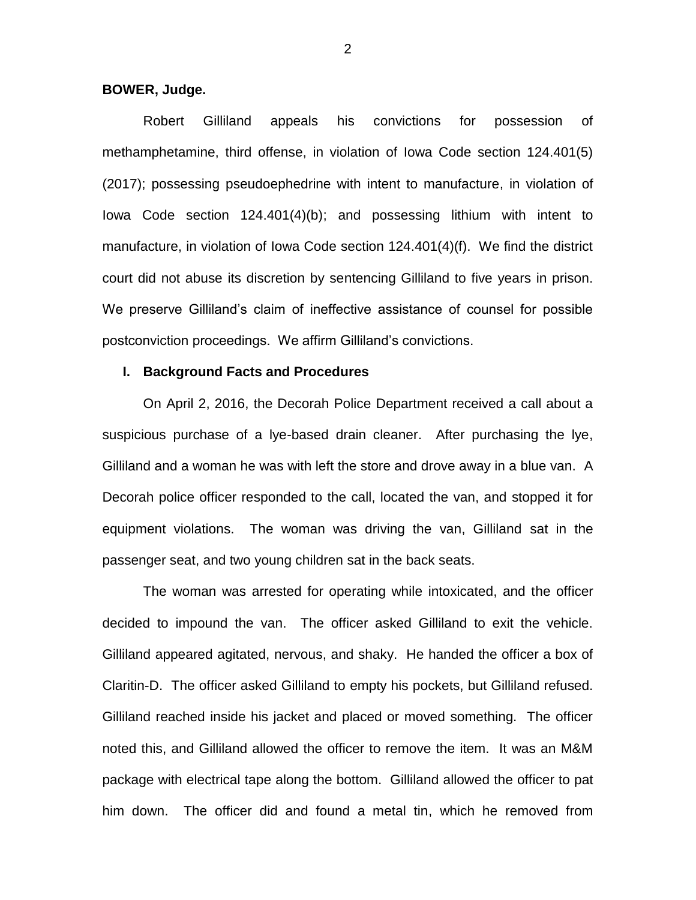**BOWER, Judge.**

Robert Gilliland appeals his convictions for possession of methamphetamine, third offense, in violation of Iowa Code section 124.401(5) (2017); possessing pseudoephedrine with intent to manufacture, in violation of Iowa Code section 124.401(4)(b); and possessing lithium with intent to manufacture, in violation of Iowa Code section 124.401(4)(f). We find the district court did not abuse its discretion by sentencing Gilliland to five years in prison. We preserve Gilliland's claim of ineffective assistance of counsel for possible postconviction proceedings. We affirm Gilliland's convictions.

## I. Background Facts and Procedures

On April 2, 2016, the Decorah Police Department received a call about a suspicious purchase of a lye-based drain cleaner. After purchasing the lye, Gilliland and a woman he was with left the store and drove away in a blue van. A Decorah police officer responded to the call, located the van, and stopped it for equipment violations. The woman was driving the van, Gilliland sat in the passenger seat, and two young children sat in the back seats.

The woman was arrested for operating while intoxicated, and the officer decided to impound the van. The officer asked Gilliland to exit the vehicle. Gilliland appeared agitated, nervous, and shaky. He handed the officer a box of Claritin-D. The officer asked Gilliland to empty his pockets, but Gilliland refused. Gilliland reached inside his jacket and placed or moved something. The officer noted this, and Gilliland allowed the officer to remove the item. It was an M&M package with electrical tape along the bottom. Gilliland allowed the officer to pat him down. The officer did and found a metal tin, which he removed from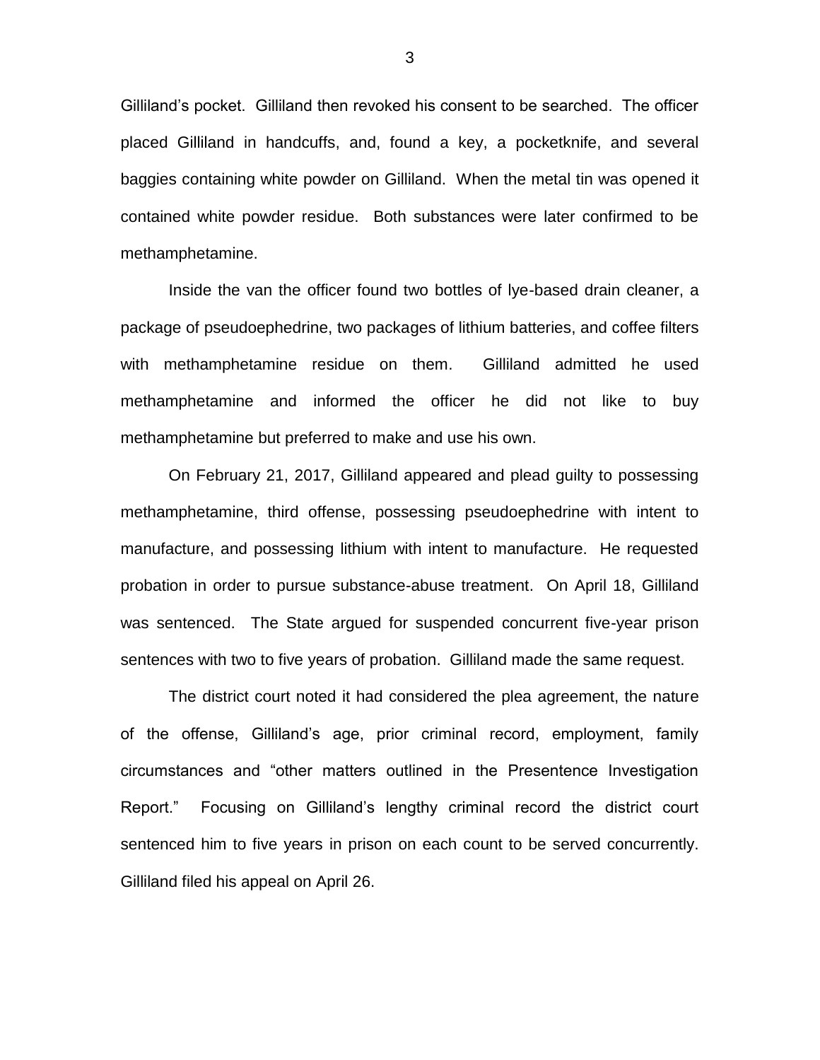Gilliland's pocket. Gilliland then revoked his consent to be searched. The officer placed Gilliland in handcuffs, and, found a key, a pocketknife, and several baggies containing white powder on Gilliland. When the metal tin was opened it contained white powder residue. Both substances were later confirmed to be methamphetamine.

Inside the van the officer found two bottles of lye-based drain cleaner, a package of pseudoephedrine, two packages of lithium batteries, and coffee filters with methamphetamine residue on them. Gilliland admitted he used methamphetamine and informed the officer he did not like to buy methamphetamine but preferred to make and use his own.

On February 21, 2017, Gilliland appeared and plead guilty to possessing methamphetamine, third offense, possessing pseudoephedrine with intent to manufacture, and possessing lithium with intent to manufacture. He requested probation in order to pursue substance-abuse treatment. On April 18, Gilliland was sentenced. The State argued for suspended concurrent five-year prison sentences with two to five years of probation. Gilliland made the same request.

The district court noted it had considered the plea agreement, the nature of the offense, Gilliland's age, prior criminal record, employment, family circumstances and "other matters outlined in the Presentence Investigation Report." Focusing on Gilliland's lengthy criminal record the district court sentenced him to five years in prison on each count to be served concurrently. Gilliland filed his appeal on April 26.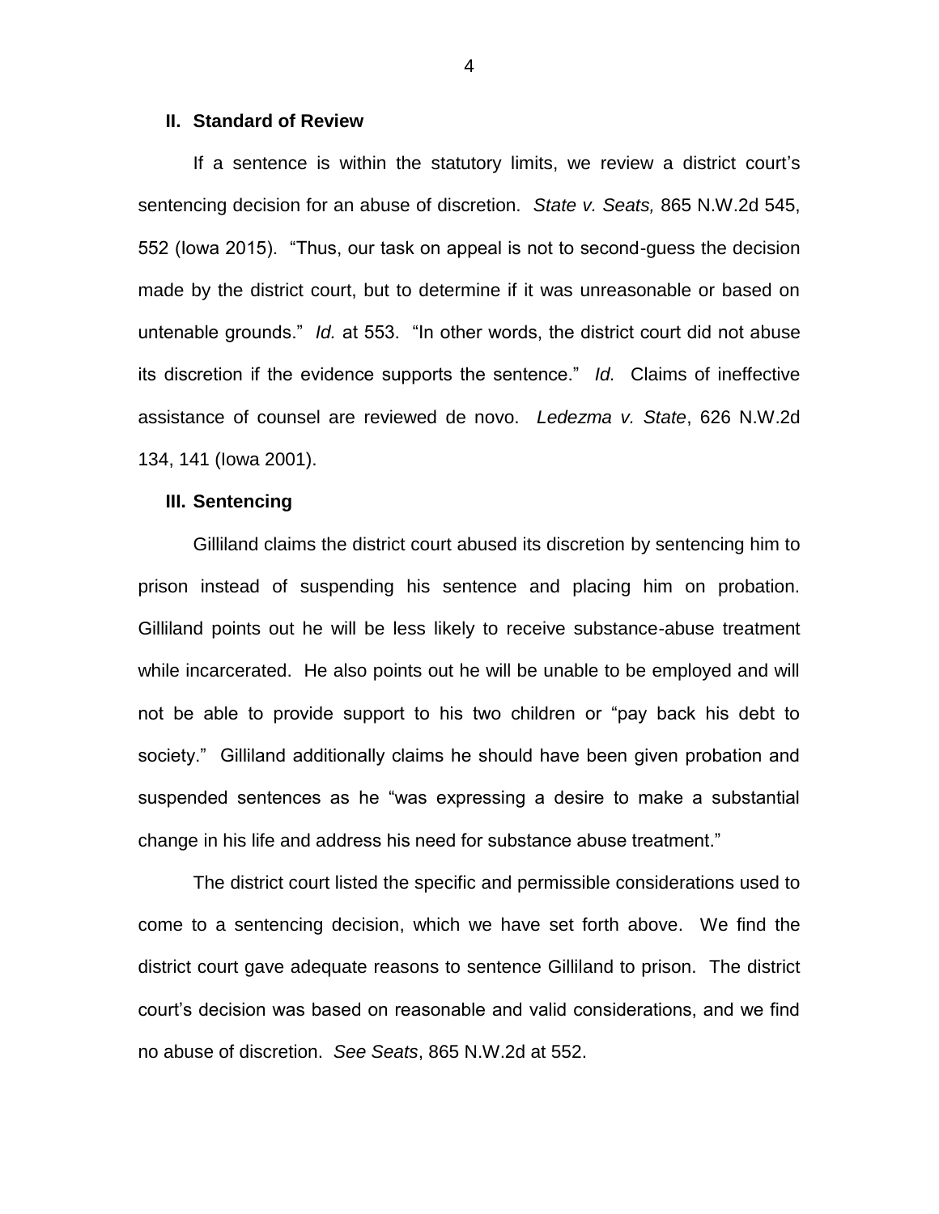## II. Standard of Review

If a sentence is within the statutory limits, we review a district court's sentencing decision for an abuse of discretion. *State v. Seats,* 865 N.W.2d 545, 552 (Iowa 2015). "Thus, our task on appeal is not to second-guess the decision made by the district court, but to determine if it was unreasonable or based on untenable grounds." *Id.* at 553. "In other words, the district court did not abuse its discretion if the evidence supports the sentence." *Id.* Claims of ineffective assistance of counsel are reviewed de novo. *Ledezma v. State*, 626 N.W.2d 134, 141 (Iowa 2001).

## III. Sentencing

Gilliland claims the district court abused its discretion by sentencing him to prison instead of suspending his sentence and placing him on probation. Gilliland points out he will be less likely to receive substance-abuse treatment while incarcerated. He also points out he will be unable to be employed and will not be able to provide support to his two children or "pay back his debt to society." Gilliland additionally claims he should have been given probation and suspended sentences as he "was expressing a desire to make a substantial change in his life and address his need for substance abuse treatment."

The district court listed the specific and permissible considerations used to come to a sentencing decision, which we have set forth above. We find the district court gave adequate reasons to sentence Gilliland to prison. The district court's decision was based on reasonable and valid considerations, and we find no abuse of discretion. *See Seats*, 865 N.W.2d at 552.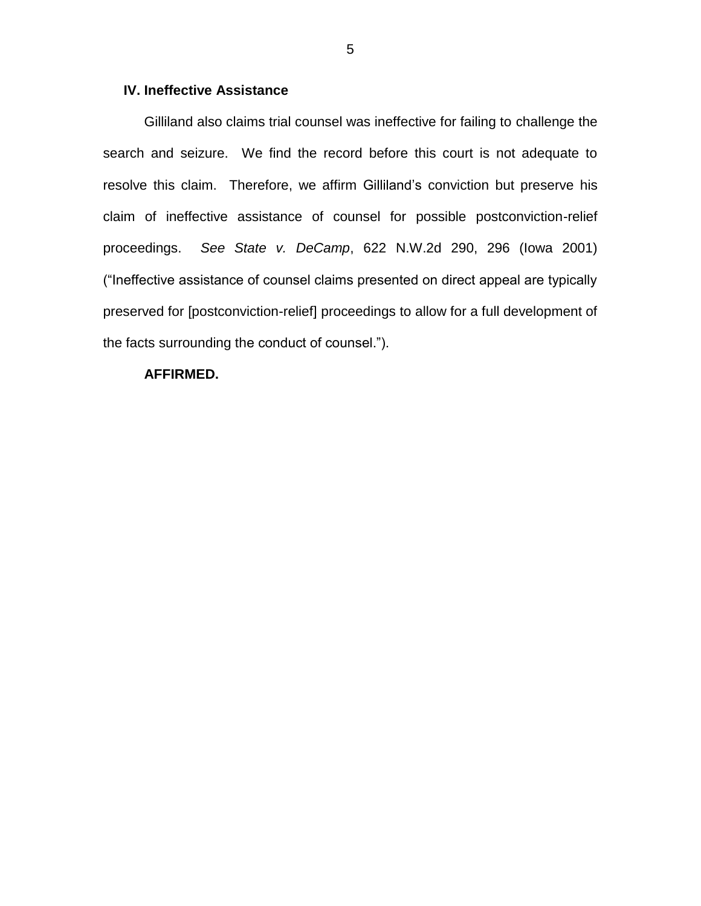### IV. Ineffective Assistance

Gilliland also claims trial counsel was ineffective for failing to challenge the search and seizure. We find the record before this court is not adequate to resolve this claim. Therefore, we affirm Gilliland's conviction but preserve his claim of ineffective assistance of counsel for possible postconviction-relief proceedings. *See State v. DeCamp*, 622 N.W.2d 290, 296 (Iowa 2001) ("Ineffective assistance of counsel claims presented on direct appeal are typically preserved for [postconviction-relief] proceedings to allow for a full development of the facts surrounding the conduct of counsel.").

**AFFIRMED.**